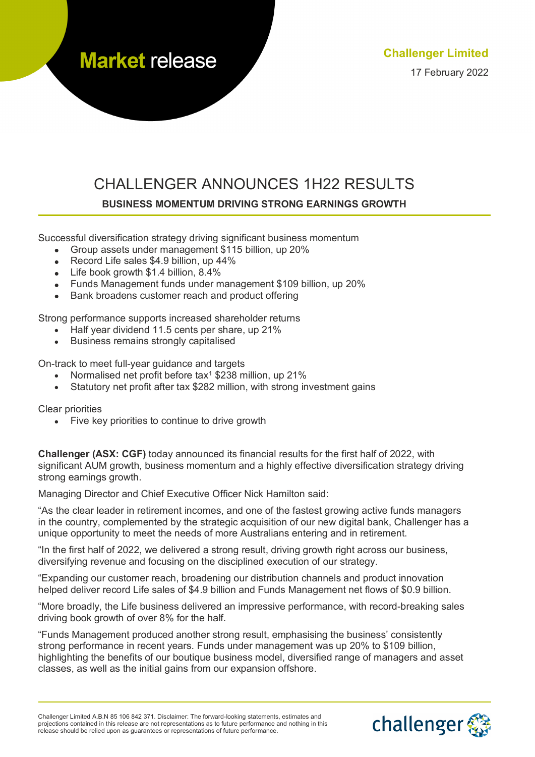Market release

**Challenger Limited**

17 February 2022

# CHALLENGER ANNOUNCES 1H22 RESULTS

**BUSINESS MOMENTUM DRIVING STRONG EARNINGS GROWTH**

Successful diversification strategy driving significant business momentum

- Group assets under management $115 billion, up 20%
- Record Life sales $4.9 billion, up 44%
- Life book growth $1.4 billion, 8.4%
- Funds Management funds under management $109 billion, up 20%
- Bank broadens customer reach and product offering

Strong performance supports increased shareholder returns

- Half year dividend 11.5 cents per share, up 21%
- Business remains strongly capitalised

On-track to meet full-year guidance and targets

- Normalised net profit before tax[1] $238 million, up 21%
- Statutory net profit after tax $282 million, with strong investment gains

Clear priorities

- Five key priorities to continue to drive growth

**Challenger (ASX: CGF)** today announced its financial results for the first half of 2022, with significant AUM growth, business momentum and a highly effective diversification strategy driving strong earnings growth.

Managing Director and Chief Executive Officer Nick Hamilton said:

"As the clear leader in retirement incomes, and one of the fastest growing active funds managers in the country, complemented by the strategic acquisition of our new digital bank, Challenger has a unique opportunity to meet the needs of more Australians entering and in retirement.

"In the first half of 2022, we delivered a strong result, driving growth right across our business, diversifying revenue and focusing on the disciplined execution of our strategy.

"Expanding our customer reach, broadening our distribution channels and product innovation helped deliver record Life sales of $4.9 billion and Funds Management net flows of $0.9 billion.

"More broadly, the Life business delivered an impressive performance, with record-breaking sales driving book growth of over 8% for the half.

"Funds Management produced another strong result, emphasising the business' consistently strong performance in recent years. Funds under management was up 20% to $109 billion, highlighting the benefits of our boutique business model, diversified range of managers and asset classes, as well as the initial gains from our expansion offshore.

Challenger Limited A.B.N 85 106 842 371. Disclaimer: The forward-looking statements, estimates and projections contained in this release are not representations as to future performance and nothing in this release should be relied upon as guarantees or representations of future performance.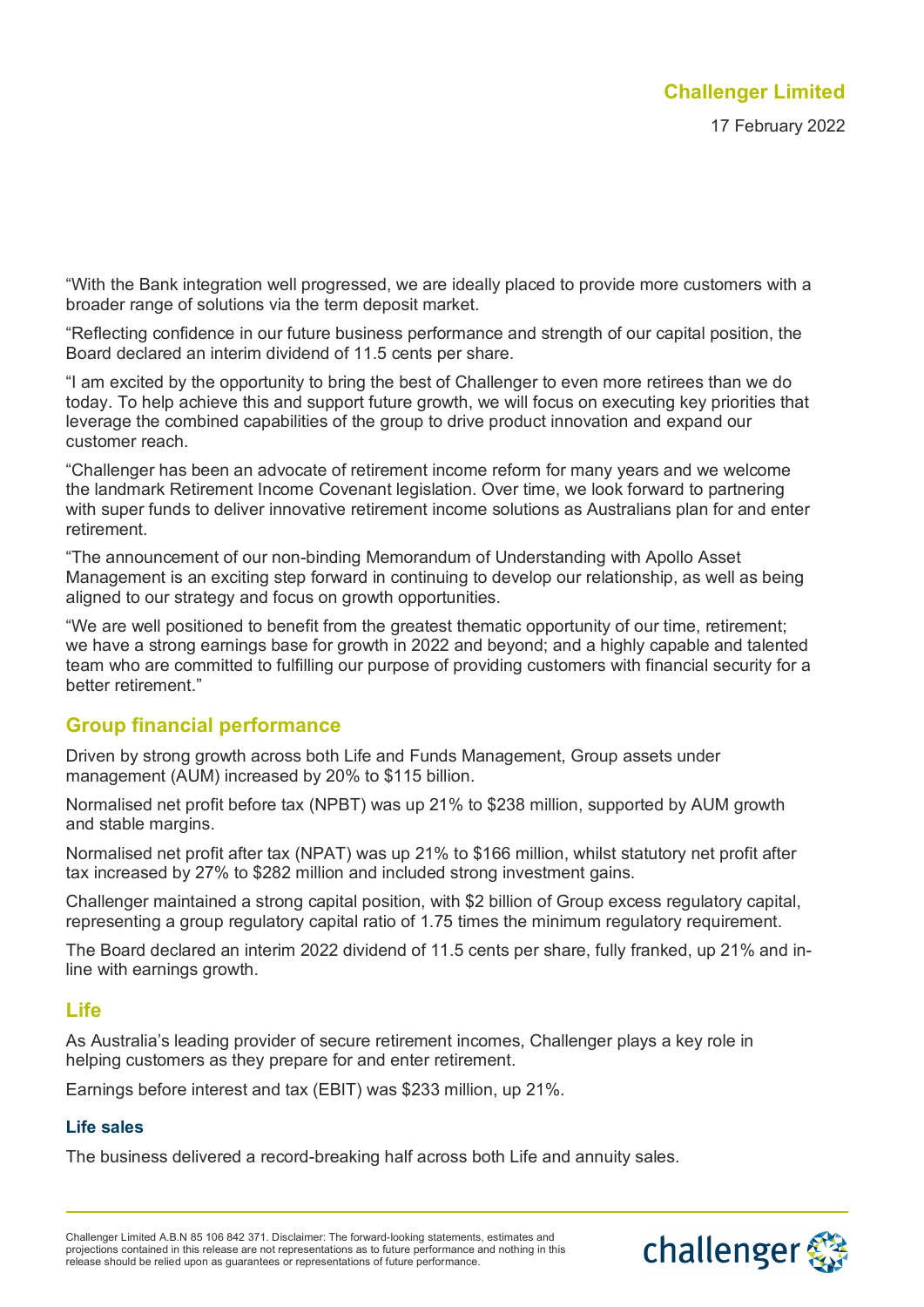"With the Bank integration well progressed, we are ideally placed to provide more customers with a broader range of solutions via the term deposit market.

"Reflecting confidence in our future business performance and strength of our capital position, the Board declared an interim dividend of 11.5 cents per share.

"I am excited by the opportunity to bring the best of Challenger to even more retirees than we do today. To help achieve this and support future growth, we will focus on executing key priorities that leverage the combined capabilities of the group to drive product innovation and expand our customer reach.

"Challenger has been an advocate of retirement income reform for many years and we welcome the landmark Retirement Income Covenant legislation. Over time, we look forward to partnering with super funds to deliver innovative retirement income solutions as Australians plan for and enter retirement.

"The announcement of our non-binding Memorandum of Understanding with Apollo Asset Management is an exciting step forward in continuing to develop our relationship, as well as being aligned to our strategy and focus on growth opportunities.

"We are well positioned to benefit from the greatest thematic opportunity of our time, retirement; we have a strong earnings base for growth in 2022 and beyond; and a highly capable and talented team who are committed to fulfilling our purpose of providing customers with financial security for a better retirement."

## Group financial performance

Driven by strong growth across both Life and Funds Management, Group assets under management (AUM) increased by 20% to $115 billion.

Normalised net profit before tax (NPBT) was up 21% to $238 million, supported by AUM growth and stable margins.

Normalised net profit after tax (NPAT) was up 21% to $166 million, whilst statutory net profit after tax increased by 27% to $282 million and included strong investment gains.

Challenger maintained a strong capital position, with $2 billion of Group excess regulatory capital, representing a group regulatory capital ratio of 1.75 times the minimum regulatory requirement.

The Board declared an interim 2022 dividend of 11.5 cents per share, fully franked, up 21% and in-line with earnings growth.

## Life

As Australia's leading provider of secure retirement incomes, Challenger plays a key role in helping customers as they prepare for and enter retirement.

Earnings before interest and tax (EBIT) was $233 million, up 21%.

### Life sales

The business delivered a record-breaking half across both Life and annuity sales.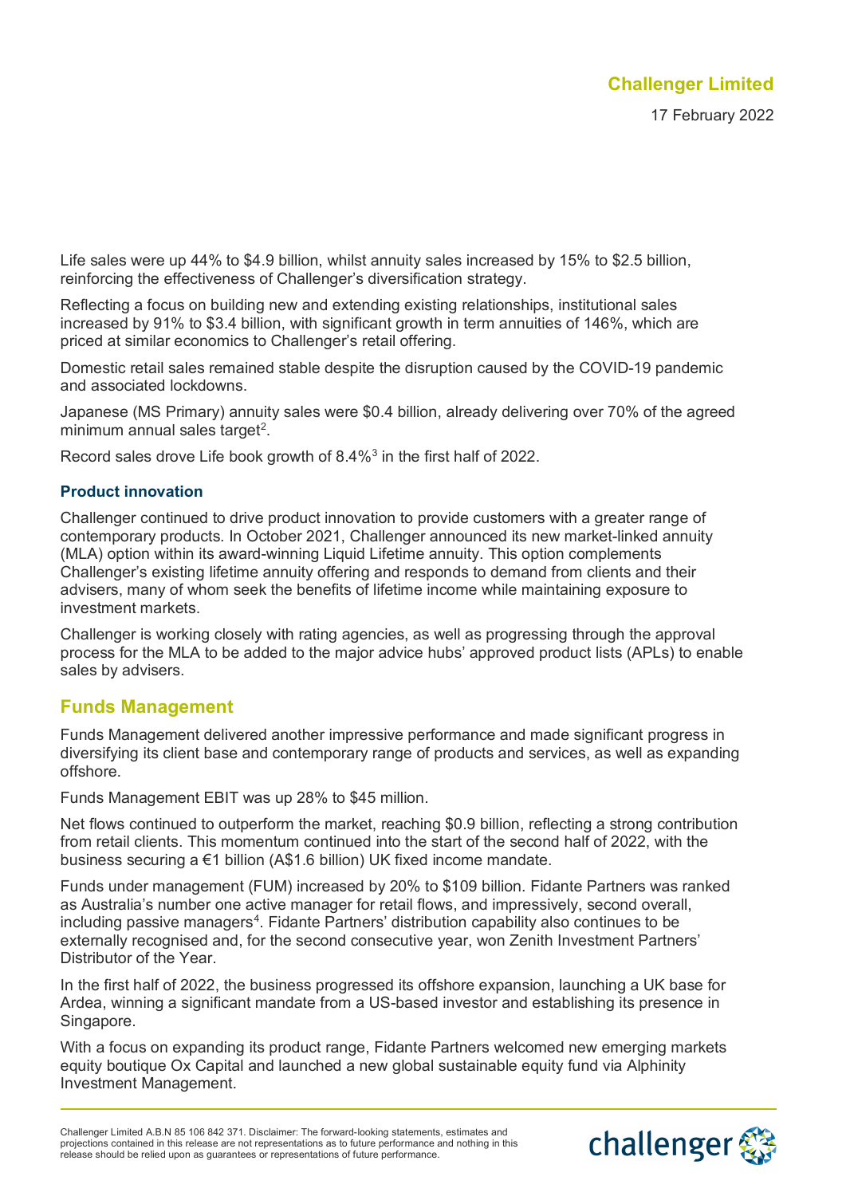Life sales were up 44% to \$4.9 billion, whilst annuity sales increased by 15% to \$2.5 billion, reinforcing the effectiveness of Challenger's diversification strategy.

Reflecting a focus on building new and extending existing relationships, institutional sales increased by 91% to \$3.4 billion, with significant growth in term annuities of 146%, which are priced at similar economics to Challenger's retail offering.

Domestic retail sales remained stable despite the disruption caused by the COVID-19 pandemic and associated lockdowns.

Japanese (MS Primary) annuity sales were \$0.4 billion, already delivering over 70% of the agreed minimum annual sales target[2].

Record sales drove Life book growth of 8.4%[3] in the first half of 2022.

### Product innovation

Challenger continued to drive product innovation to provide customers with a greater range of contemporary products. In October 2021, Challenger announced its new market-linked annuity (MLA) option within its award-winning Liquid Lifetime annuity. This option complements Challenger's existing lifetime annuity offering and responds to demand from clients and their advisers, many of whom seek the benefits of lifetime income while maintaining exposure to investment markets.

Challenger is working closely with rating agencies, as well as progressing through the approval process for the MLA to be added to the major advice hubs' approved product lists (APLs) to enable sales by advisers.

## Funds Management

Funds Management delivered another impressive performance and made significant progress in diversifying its client base and contemporary range of products and services, as well as expanding offshore.

Funds Management EBIT was up 28% to \$45 million.

Net flows continued to outperform the market, reaching \$0.9 billion, reflecting a strong contribution from retail clients. This momentum continued into the start of the second half of 2022, with the business securing a €1 billion (A\$1.6 billion) UK fixed income mandate.

Funds under management (FUM) increased by 20% to \$109 billion. Fidante Partners was ranked as Australia's number one active manager for retail flows, and impressively, second overall, including passive managers[4]. Fidante Partners' distribution capability also continues to be externally recognised and, for the second consecutive year, won Zenith Investment Partners' Distributor of the Year.

In the first half of 2022, the business progressed its offshore expansion, launching a UK base for Ardea, winning a significant mandate from a US-based investor and establishing its presence in Singapore.

With a focus on expanding its product range, Fidante Partners welcomed new emerging markets equity boutique Ox Capital and launched a new global sustainable equity fund via Alphinity Investment Management.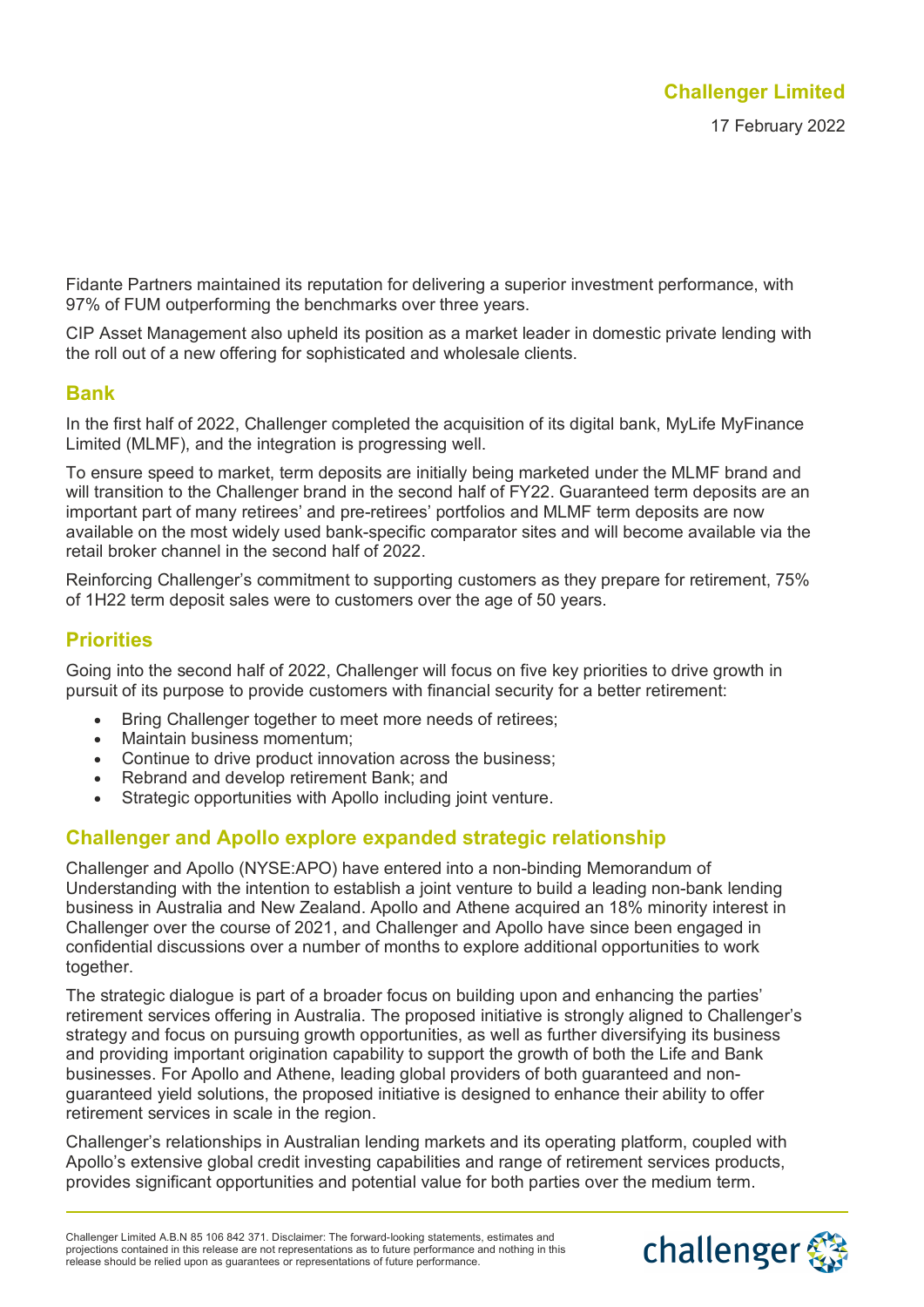Fidante Partners maintained its reputation for delivering a superior investment performance, with 97% of FUM outperforming the benchmarks over three years.

CIP Asset Management also upheld its position as a market leader in domestic private lending with the roll out of a new offering for sophisticated and wholesale clients.

## Bank

In the first half of 2022, Challenger completed the acquisition of its digital bank, MyLife MyFinance Limited (MLMF), and the integration is progressing well.

To ensure speed to market, term deposits are initially being marketed under the MLMF brand and will transition to the Challenger brand in the second half of FY22. Guaranteed term deposits are an important part of many retirees' and pre-retirees' portfolios and MLMF term deposits are now available on the most widely used bank-specific comparator sites and will become available via the retail broker channel in the second half of 2022.

Reinforcing Challenger's commitment to supporting customers as they prepare for retirement, 75% of 1H22 term deposit sales were to customers over the age of 50 years.

## Priorities

Going into the second half of 2022, Challenger will focus on five key priorities to drive growth in pursuit of its purpose to provide customers with financial security for a better retirement:

- Bring Challenger together to meet more needs of retirees;
- Maintain business momentum;
- Continue to drive product innovation across the business;
- Rebrand and develop retirement Bank; and
- Strategic opportunities with Apollo including joint venture.

## Challenger and Apollo explore expanded strategic relationship

Challenger and Apollo (NYSE:APO) have entered into a non-binding Memorandum of Understanding with the intention to establish a joint venture to build a leading non-bank lending business in Australia and New Zealand. Apollo and Athene acquired an 18% minority interest in Challenger over the course of 2021, and Challenger and Apollo have since been engaged in confidential discussions over a number of months to explore additional opportunities to work together.

The strategic dialogue is part of a broader focus on building upon and enhancing the parties' retirement services offering in Australia. The proposed initiative is strongly aligned to Challenger's strategy and focus on pursuing growth opportunities, as well as further diversifying its business and providing important origination capability to support the growth of both the Life and Bank businesses. For Apollo and Athene, leading global providers of both guaranteed and non-guaranteed yield solutions, the proposed initiative is designed to enhance their ability to offer retirement services in scale in the region.

Challenger's relationships in Australian lending markets and its operating platform, coupled with Apollo's extensive global credit investing capabilities and range of retirement services products, provides significant opportunities and potential value for both parties over the medium term.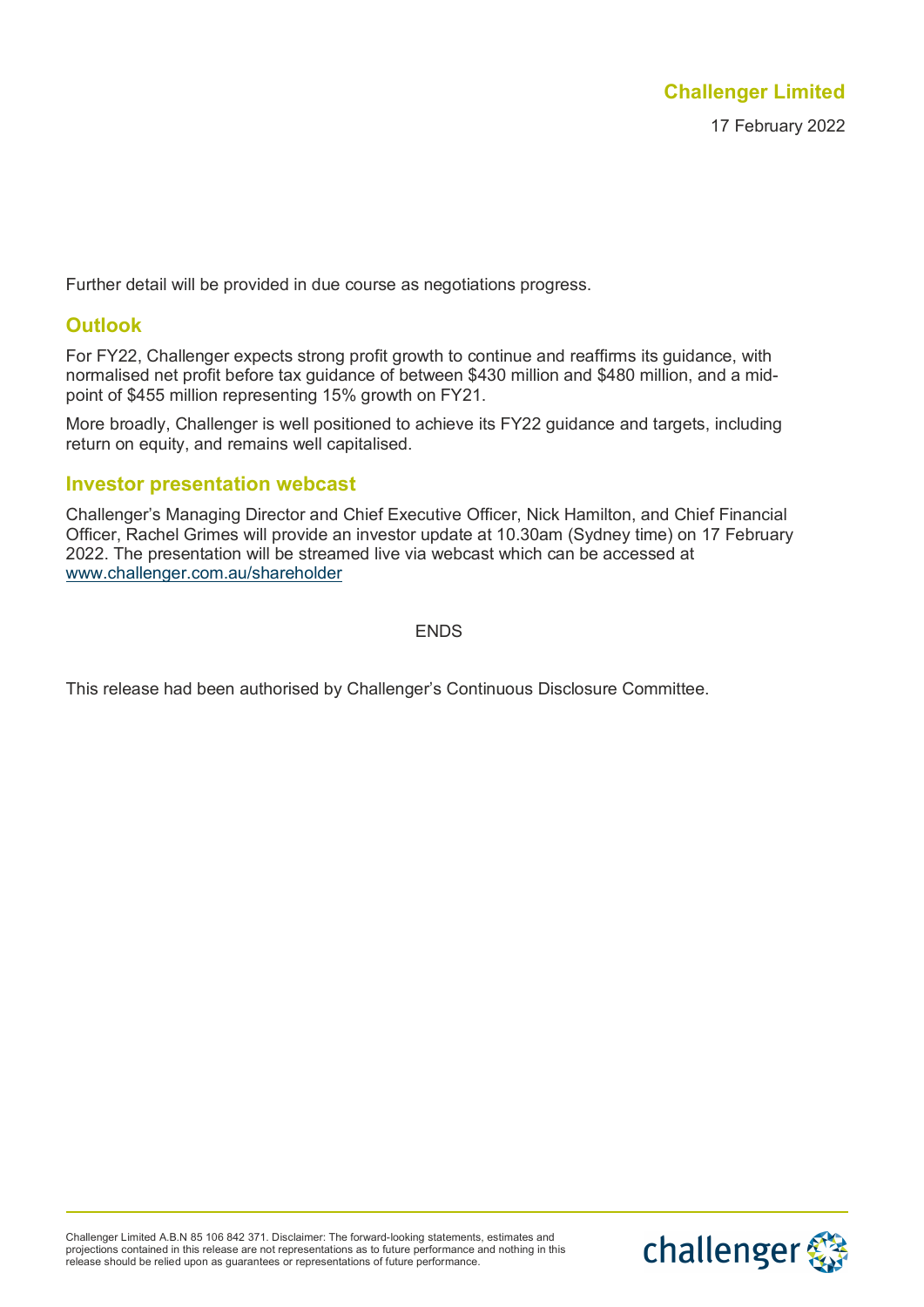Further detail will be provided in due course as negotiations progress.

## Outlook

For FY22, Challenger expects strong profit growth to continue and reaffirms its guidance, with normalised net profit before tax guidance of between $430 million and $480 million, and a mid-point of $455 million representing 15% growth on FY21.

More broadly, Challenger is well positioned to achieve its FY22 guidance and targets, including return on equity, and remains well capitalised.

## Investor presentation webcast

Challenger's Managing Director and Chief Executive Officer, Nick Hamilton, and Chief Financial Officer, Rachel Grimes will provide an investor update at 10.30am (Sydney time) on 17 February 2022. The presentation will be streamed live via webcast which can be accessed at www.challenger.com.au/shareholder

ENDS

This release had been authorised by Challenger's Continuous Disclosure Committee.

Challenger Limited A.B.N 85 106 842 371. Disclaimer: The forward-looking statements, estimates and projections contained in this release are not representations as to future performance and nothing in this release should be relied upon as guarantees or representations of future performance.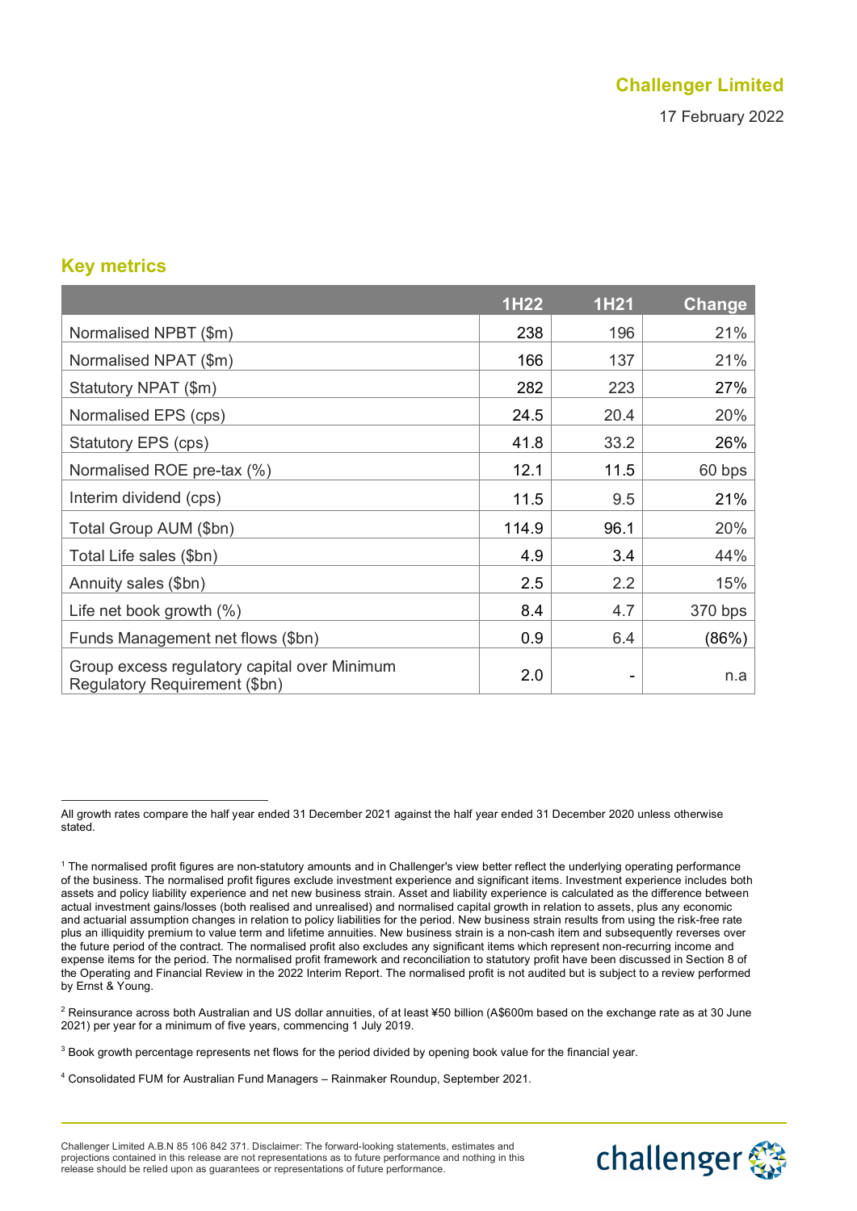## Key metrics

| | 1H22 | 1H21 | Change |
|---|---|---|---|
| Normalised NPBT ($m) | 238 | 196 | 21% |
| Normalised NPAT ($m) | 166 | 137 | 21% |
| Statutory NPAT ($m) | 282 | 223 | 27% |
| Normalised EPS (cps) | 24.5 | 20.4 | 20% |
| Statutory EPS (cps) | 41.8 | 33.2 | 26% |
| Normalised ROE pre-tax (%) | 12.1 | 11.5 | 60 bps |
| Interim dividend (cps) | 11.5 | 9.5 | 21% |
| Total Group AUM ($bn) | 114.9 | 96.1 | 20% |
| Total Life sales ($bn) | 4.9 | 3.4 | 44% |
| Annuity sales ($bn) | 2.5 | 2.2 | 15% |
| Life net book growth (%) | 8.4 | 4.7 | 370 bps |
| Funds Management net flows ($bn) | 0.9 | 6.4 | (86%) |
| Group excess regulatory capital over Minimum Regulatory Requirement ($bn) | 2.0 | - | n.a |

All growth rates compare the half year ended 31 December 2021 against the half year ended 31 December 2020 unless otherwise stated.

[1] The normalised profit figures are non-statutory amounts and in Challenger's view better reflect the underlying operating performance of the business. The normalised profit figures exclude investment experience and significant items. Investment experience includes both assets and policy liability experience and net new business strain. Asset and liability experience is calculated as the difference between actual investment gains/losses (both realised and unrealised) and normalised capital growth in relation to assets, plus any economic and actuarial assumption changes in relation to policy liabilities for the period. New business strain results from using the risk-free rate plus an illiquidity premium to value term and lifetime annuities. New business strain is a non-cash item and subsequently reverses over the future period of the contract. The normalised profit also excludes any significant items which represent non-recurring income and expense items for the period. The normalised profit framework and reconciliation to statutory profit have been discussed in Section 8 of the Operating and Financial Review in the 2022 Interim Report. The normalised profit is not audited but is subject to a review performed by Ernst & Young.

[2] Reinsurance across both Australian and US dollar annuities, of at least ¥50 billion (A$600m based on the exchange rate as at 30 June 2021) per year for a minimum of five years, commencing 1 July 2019.

[3] Book growth percentage represents net flows for the period divided by opening book value for the financial year.

[4] Consolidated FUM for Australian Fund Managers – Rainmaker Roundup, September 2021.

Challenger Limited A.B.N 85 106 842 371. Disclaimer: The forward-looking statements, estimates and projections contained in this release are not representations as to future performance and nothing in this release should be relied upon as guarantees or representations of future performance.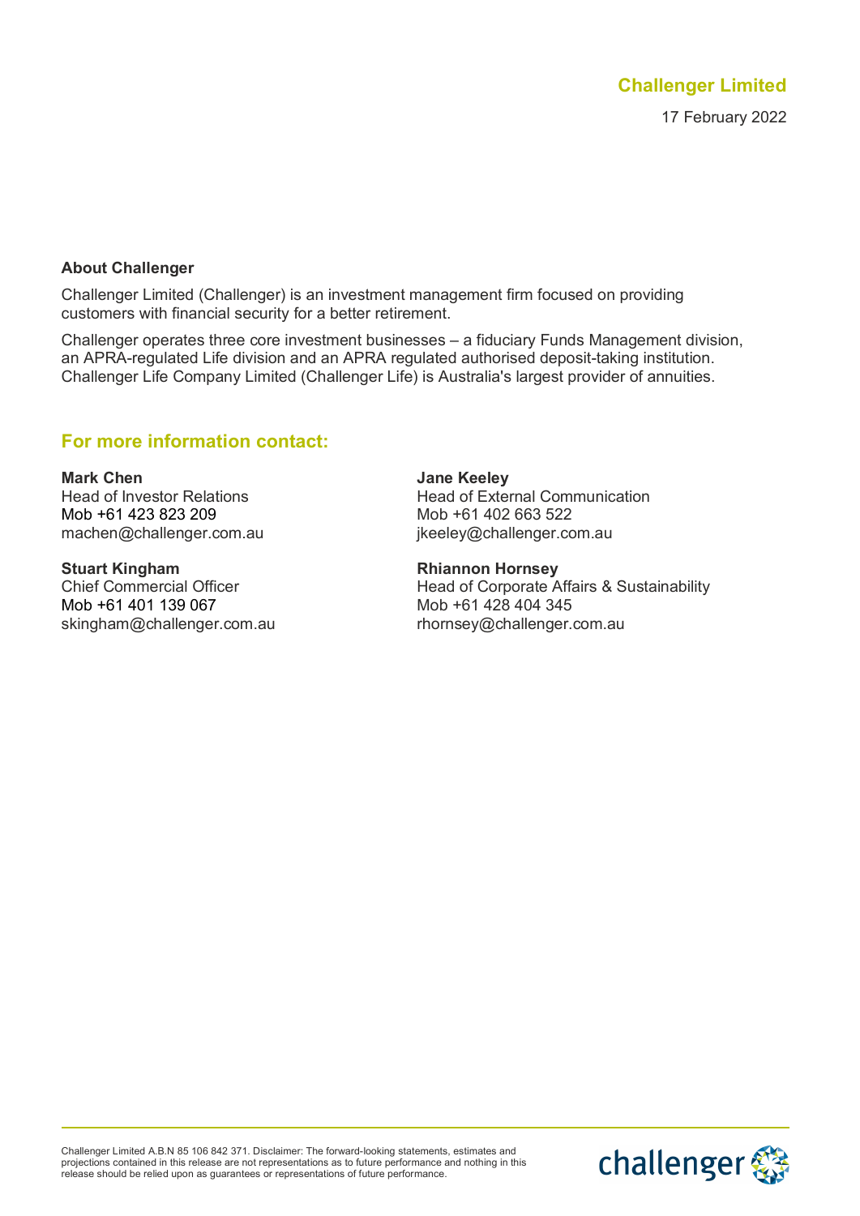**Challenger Limited**

17 February 2022

**About Challenger**

Challenger Limited (Challenger) is an investment management firm focused on providing customers with financial security for a better retirement.

Challenger operates three core investment businesses – a fiduciary Funds Management division, an APRA-regulated Life division and an APRA regulated authorised deposit-taking institution. Challenger Life Company Limited (Challenger Life) is Australia's largest provider of annuities.

## For more information contact:

**Mark Chen**
Head of Investor Relations
Mob +61 423 823 209
machen@challenger.com.au

**Jane Keeley**
Head of External Communication
Mob +61 402 663 522
jkeeley@challenger.com.au

**Stuart Kingham**
Chief Commercial Officer
Mob +61 401 139 067
skingham@challenger.com.au

**Rhiannon Hornsey**
Head of Corporate Affairs & Sustainability
Mob +61 428 404 345
rhornsey@challenger.com.au

Challenger Limited A.B.N 85 106 842 371. Disclaimer: The forward-looking statements, estimates and projections contained in this release are not representations as to future performance and nothing in this release should be relied upon as guarantees or representations of future performance.

challenger